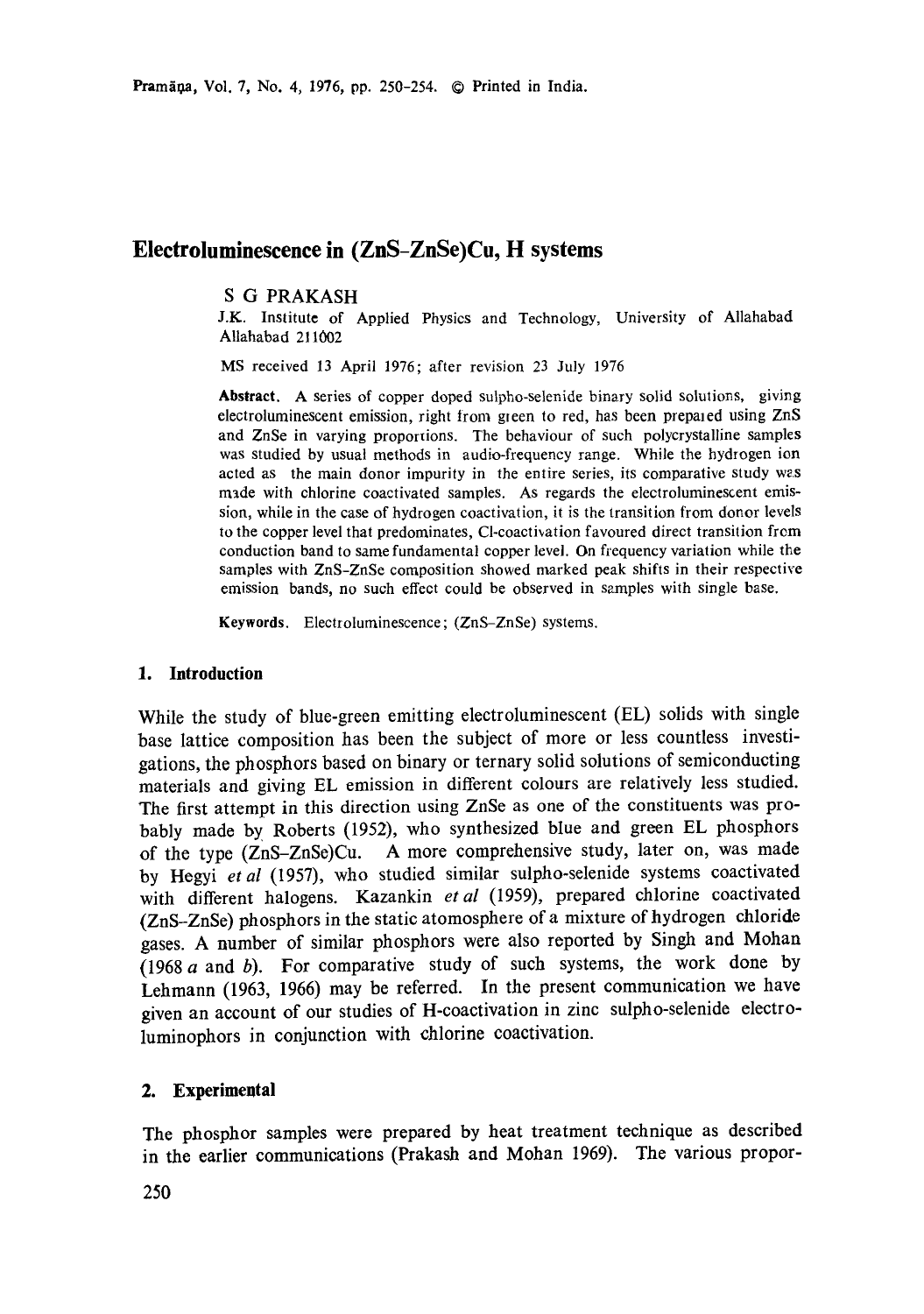# Electroluminescence in (ZnS–ZnSe)Cu, H systems

S G PRAKASH

J.K. Institute of Applied Physics and Technology, University of Allahabad Allahabad 211002

MS received 13 April 1976; after revision 23 July 1976

**Abstract.** A series of copper doped sulpho-selenide binary solid solutions, giving electroluminescent emission, right from green to red, has been prepared using ZnS and ZnSe in varying proportions. The behaviour of such polycrystalline samples was studied by usual methods in audio-frequency range. While the hydrogen ion acted as the main donor impurity in the entire series, its comparative study was made with chlorine coactivated samples. As regards the electroluminescent emission, while in the case of hydrogen coactivation, it is the transition from donor levels to the copper level that predominates, Cl-coactivation favoured direct transition from conduction band to same fundamental copper level. On frequency variation while the samples with ZnS–ZnSe composition showed marked peak shifts in their respective emission bands, no such effect could be observed in samples with single base.

**Keywords.** Electroluminescence; (ZnS–ZnSe) systems.

## 1. Introduction

While the study of blue-green emitting electroluminescent (EL) solids with single base lattice composition has been the subject of more or less countless investigations, the phosphors based on binary or ternary solid solutions of semiconducting materials and giving EL emission in different colours are relatively less studied. The first attempt in this direction using ZnSe as one of the constituents was probably made by Roberts (1952), who synthesized blue and green EL phosphors of the type (ZnS–ZnSe)Cu. A more comprehensive study, later on, was made by Hegyi *et al* (1957), who studied similar sulpho-selenide systems coactivated with different halogens. Kazankin *et al* (1959), prepared chlorine coactivated (ZnS–ZnSe) phosphors in the static atomosphere of a mixture of hydrogen chloride gases. A number of similar phosphors were also reported by Singh and Mohan (1968 *a* and *b*). For comparative study of such systems, the work done by Lehmann (1963, 1966) may be referred. In the present communication we have given an account of our studies of H-coactivation in zinc sulpho-selenide electroluminophors in conjunction with chlorine coactivation.

## 2. Experimental

The phosphor samples were prepared by heat treatment technique as described in the earlier communications (Prakash and Mohan 1969). The various propor-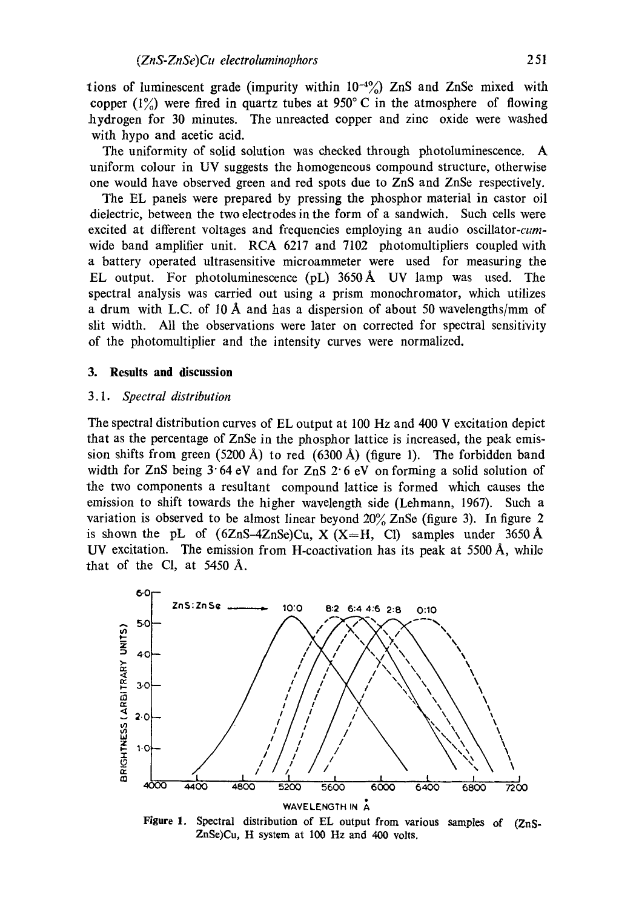tions of luminescent grade (impurity within $10^{-4}$%) ZnS and ZnSe mixed with copper (1%) were fired in quartz tubes at 950° C in the atmosphere of flowing hydrogen for 30 minutes. The unreacted copper and zinc oxide were washed with hypo and acetic acid.

The uniformity of solid solution was checked through photoluminescence. A uniform colour in UV suggests the homogeneous compound structure, otherwise one would have observed green and red spots due to ZnS and ZnSe respectively.

The EL panels were prepared by pressing the phosphor material in castor oil dielectric, between the two electrodes in the form of a sandwich. Such cells were excited at different voltages and frequencies employing an audio oscillator-*cum*-wide band amplifier unit. RCA 6217 and 7102 photomultipliers coupled with a battery operated ultrasensitive microammeter were used for measuring the EL output. For photoluminescence (pL) 3650 Å UV lamp was used. The spectral analysis was carried out using a prism monochromator, which utilizes a drum with L.C. of 10 Å and has a dispersion of about 50 wavelengths/mm of slit width. All the observations were later on corrected for spectral sensitivity of the photomultiplier and the intensity curves were normalized.

## 3. Results and discussion

### 3.1. *Spectral distribution*

The spectral distribution curves of EL output at 100 Hz and 400 V excitation depict that as the percentage of ZnSe in the phosphor lattice is increased, the peak emission shifts from green (5200 Å) to red (6300 Å) (figure 1). The forbidden band width for ZnS being 3·64 eV and for ZnS 2·6 eV on forming a solid solution of the two components a resultant compound lattice is formed which causes the emission to shift towards the higher wavelength side (Lehmann, 1967). Such a variation is observed to be almost linear beyond 20% ZnSe (figure 3). In figure 2 is shown the pL of (6ZnS–4ZnSe)Cu, X (X=H, Cl) samples under 3650 Å UV excitation. The emission from H-coactivation has its peak at 5500 Å, while that of the Cl, at 5450 Å.

Figure 1. Spectral distribution of EL output from various samples of (ZnS-ZnSe)Cu, H system at 100 Hz and 400 volts.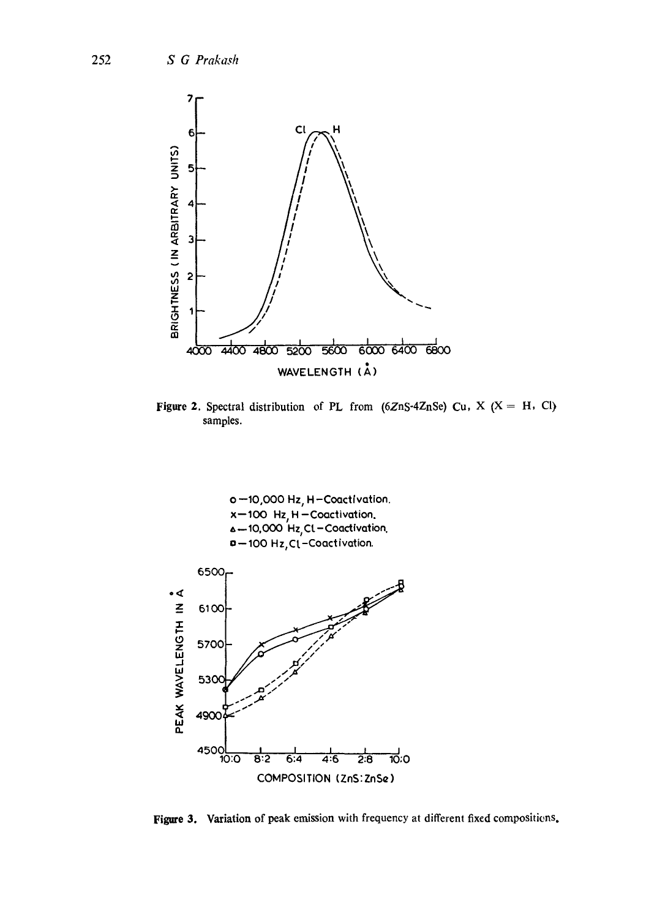Figure 2. Spectral distribution of PL from (6ZnS-4ZnSe) Cu, X (X = H, Cl) samples.

Figure 3. Variation of peak emission with frequency at different fixed compositions.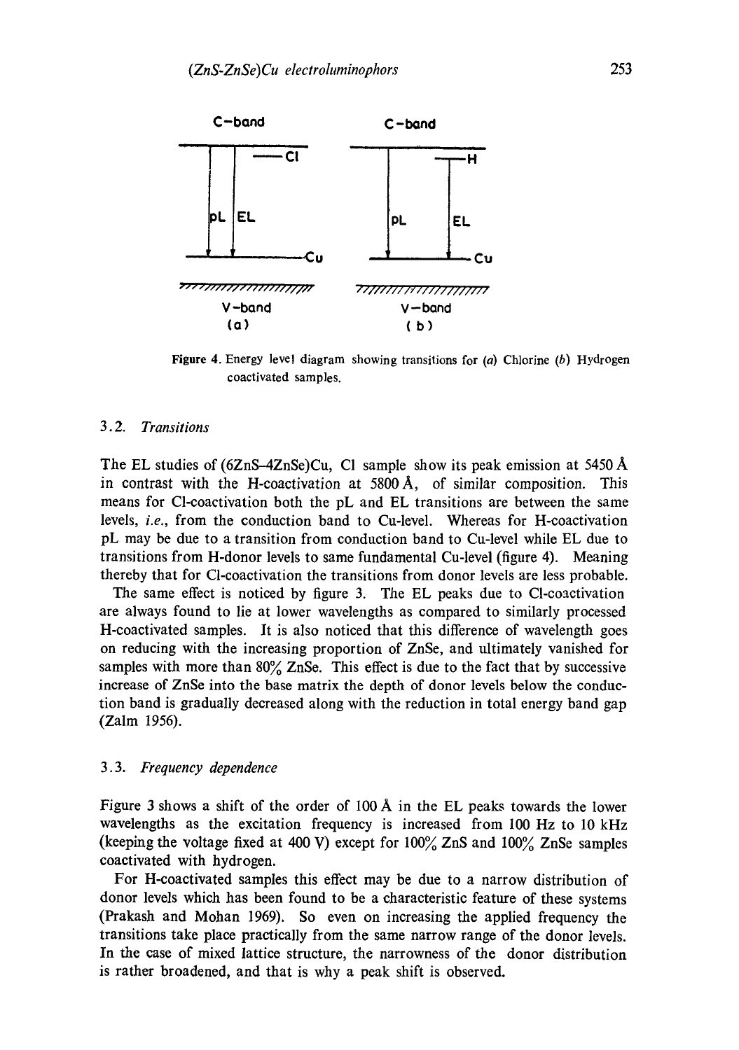Figure 4. Energy level diagram showing transitions for (*a*) Chlorine (*b*) Hydrogen coactivated samples.

### 3.2. *Transitions*

The EL studies of (6ZnS–4ZnSe)Cu, Cl sample show its peak emission at 5450 Å in contrast with the H-coactivation at 5800 Å, of similar composition. This means for Cl-coactivation both the pL and EL transitions are between the same levels, *i.e.*, from the conduction band to Cu-level. Whereas for H-coactivation pL may be due to a transition from conduction band to Cu-level while EL due to transitions from H-donor levels to same fundamental Cu-level (figure 4). Meaning thereby that for Cl-coactivation the transitions from donor levels are less probable.

The same effect is noticed by figure 3. The EL peaks due to Cl-coactivation are always found to lie at lower wavelengths as compared to similarly processed H-coactivated samples. It is also noticed that this difference of wavelength goes on reducing with the increasing proportion of ZnSe, and ultimately vanished for samples with more than 80% ZnSe. This effect is due to the fact that by successive increase of ZnSe into the base matrix the depth of donor levels below the conduction band is gradually decreased along with the reduction in total energy band gap (Zalm 1956).

### 3.3. *Frequency dependence*

Figure 3 shows a shift of the order of 100 Å in the EL peaks towards the lower wavelengths as the excitation frequency is increased from 100 Hz to 10 kHz (keeping the voltage fixed at 400 V) except for 100% ZnS and 100% ZnSe samples coactivated with hydrogen.

For H-coactivated samples this effect may be due to a narrow distribution of donor levels which has been found to be a characteristic feature of these systems (Prakash and Mohan 1969). So even on increasing the applied frequency the transitions take place practically from the same narrow range of the donor levels. In the case of mixed lattice structure, the narrowness of the donor distribution is rather broadened, and that is why a peak shift is observed.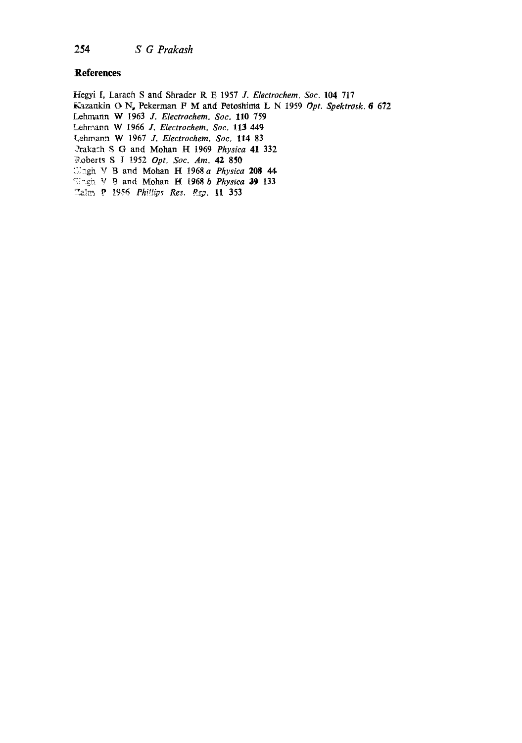## References

Hegyi I, Larach S and Shrader R E 1957 *J. Electrochem. Soc.* **104** 717

Kazankin O N, Pekerman F M and Petoshima L N 1959 *Opt. Spektrosk.* **6** 672

Lehmann W 1963 *J. Electrochem. Soc.* **110** 759

Lehmann W 1966 *J. Electrochem. Soc.* **113** 449

Lehmann W 1967 *J. Electrochem. Soc.* **114** 83

Prakash S G and Mohan H 1969 *Physica* **41** 332

Roberts S J 1952 *Opt. Soc. Am.* **42** 850

Singh V B and Mohan H 1968*a* *Physica* **208** 44

Singh V B and Mohan H 1968*b* *Physica* **39** 133

Zalm P 1956 *Phillips Res. Rep.* **11** 353